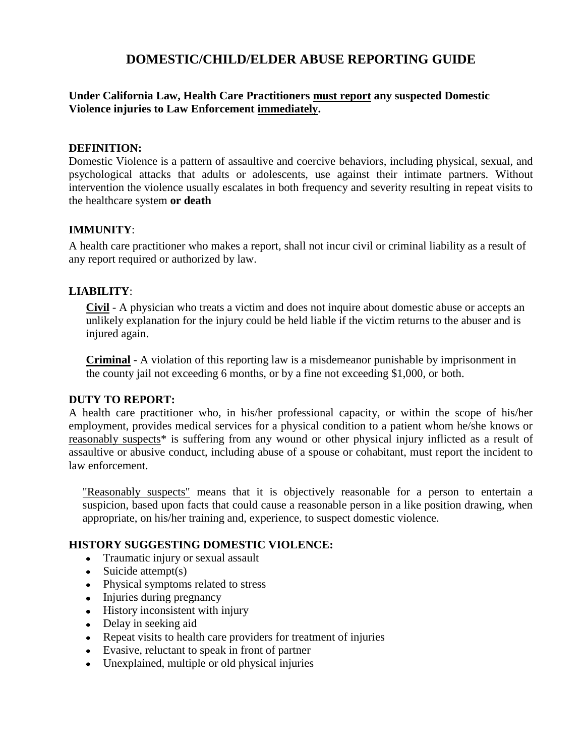# DOMESTIC/CHILD/ELDER ABUSE REPORTING GUIDE

**Under California Law, Health Care Practitioners <u>must report</u> any suspected Domestic Violence injuries to Law Enforcement <u>immediately</u>.**

**DEFINITION:**
Domestic Violence is a pattern of assaultive and coercive behaviors, including physical, sexual, and psychological attacks that adults or adolescents, use against their intimate partners. Without intervention the violence usually escalates in both frequency and severity resulting in repeat visits to the healthcare system **or death**

**IMMUNITY**:

A health care practitioner who makes a report, shall not incur civil or criminal liability as a result of any report required or authorized by law.

**LIABILITY**:

**<u>Civil</u>** - A physician who treats a victim and does not inquire about domestic abuse or accepts an unlikely explanation for the injury could be held liable if the victim returns to the abuser and is injured again.

**<u>Criminal</u>** - A violation of this reporting law is a misdemeanor punishable by imprisonment in the county jail not exceeding 6 months, or by a fine not exceeding $1,000, or both.

**DUTY TO REPORT:**
A health care practitioner who, in his/her professional capacity, or within the scope of his/her employment, provides medical services for a physical condition to a patient whom he/she knows or <u>reasonably suspects</u>* is suffering from any wound or other physical injury inflicted as a result of assaultive or abusive conduct, including abuse of a spouse or cohabitant, must report the incident to law enforcement.

<u>"Reasonably suspects"</u> means that it is objectively reasonable for a person to entertain a suspicion, based upon facts that could cause a reasonable person in a like position drawing, when appropriate, on his/her training and, experience, to suspect domestic violence.

**HISTORY SUGGESTING DOMESTIC VIOLENCE:**

- Traumatic injury or sexual assault
- Suicide attempt(s)
- Physical symptoms related to stress
- Injuries during pregnancy
- History inconsistent with injury
- Delay in seeking aid
- Repeat visits to health care providers for treatment of injuries
- Evasive, reluctant to speak in front of partner
- Unexplained, multiple or old physical injuries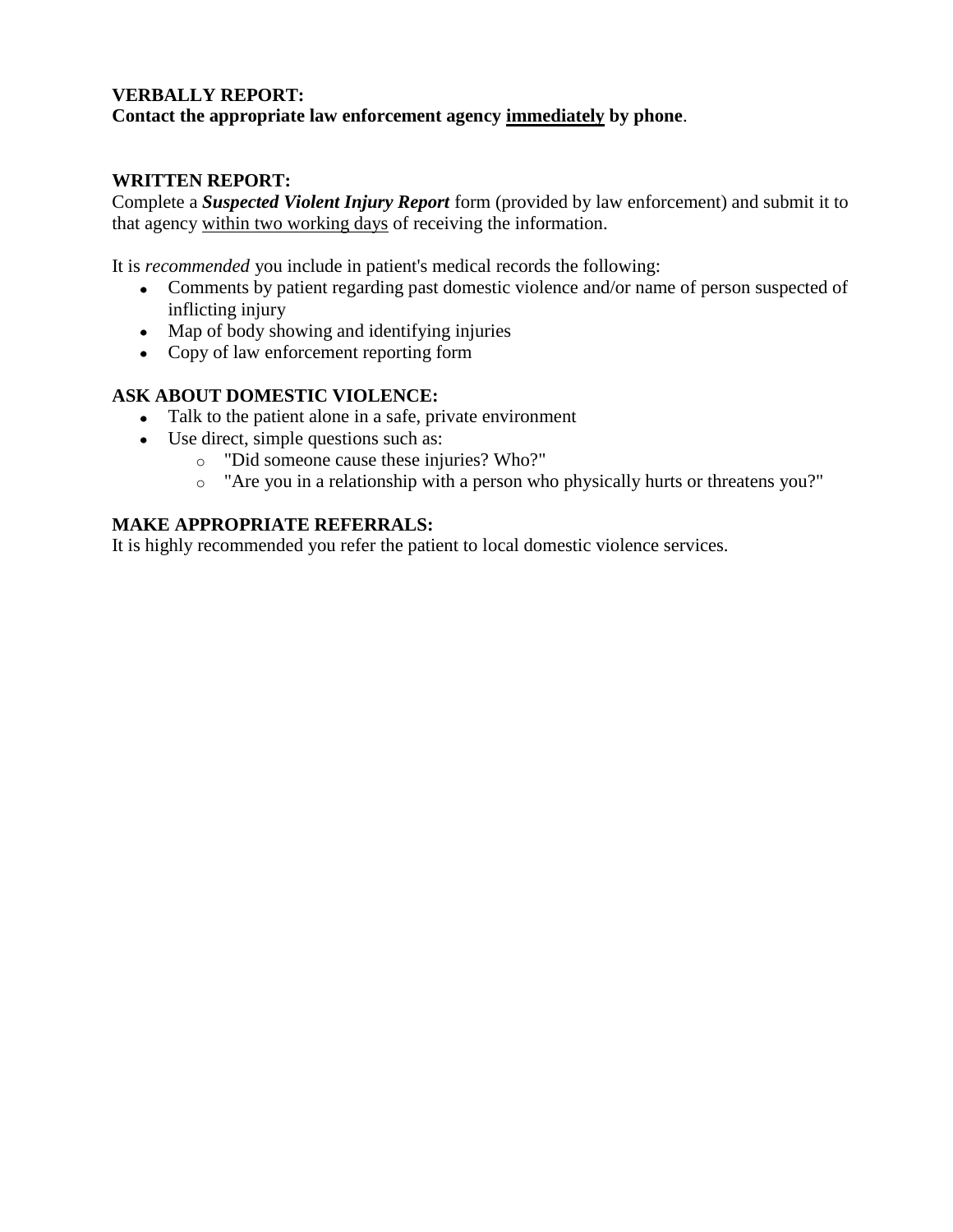**VERBALLY REPORT:**
**Contact the appropriate law enforcement agency <u>immediately</u> by phone**.

**WRITTEN REPORT:**
Complete a ***Suspected Violent Injury Report*** form (provided by law enforcement) and submit it to that agency <u>within two working days</u> of receiving the information.

It is *recommended* you include in patient's medical records the following:

- Comments by patient regarding past domestic violence and/or name of person suspected of inflicting injury
- Map of body showing and identifying injuries
- Copy of law enforcement reporting form

**ASK ABOUT DOMESTIC VIOLENCE:**

- Talk to the patient alone in a safe, private environment
- Use direct, simple questions such as:
  - "Did someone cause these injuries? Who?"
  - "Are you in a relationship with a person who physically hurts or threatens you?"

**MAKE APPROPRIATE REFERRALS:**
It is highly recommended you refer the patient to local domestic violence services.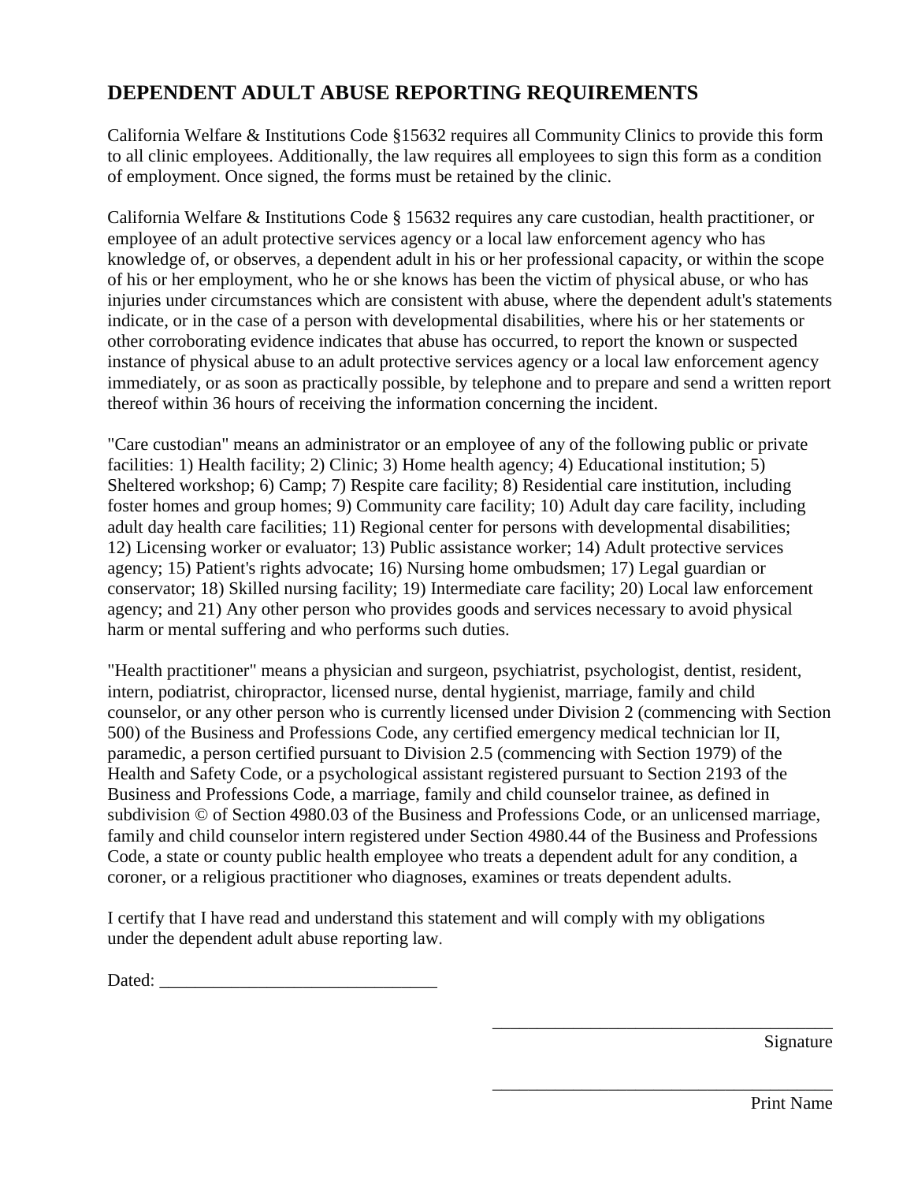## DEPENDENT ADULT ABUSE REPORTING REQUIREMENTS

California Welfare & Institutions Code §15632 requires all Community Clinics to provide this form to all clinic employees. Additionally, the law requires all employees to sign this form as a condition of employment. Once signed, the forms must be retained by the clinic.

California Welfare & Institutions Code § 15632 requires any care custodian, health practitioner, or employee of an adult protective services agency or a local law enforcement agency who has knowledge of, or observes, a dependent adult in his or her professional capacity, or within the scope of his or her employment, who he or she knows has been the victim of physical abuse, or who has injuries under circumstances which are consistent with abuse, where the dependent adult's statements indicate, or in the case of a person with developmental disabilities, where his or her statements or other corroborating evidence indicates that abuse has occurred, to report the known or suspected instance of physical abuse to an adult protective services agency or a local law enforcement agency immediately, or as soon as practically possible, by telephone and to prepare and send a written report thereof within 36 hours of receiving the information concerning the incident.

"Care custodian" means an administrator or an employee of any of the following public or private facilities: 1) Health facility; 2) Clinic; 3) Home health agency; 4) Educational institution; 5) Sheltered workshop; 6) Camp; 7) Respite care facility; 8) Residential care institution, including foster homes and group homes; 9) Community care facility; 10) Adult day care facility, including adult day health care facilities; 11) Regional center for persons with developmental disabilities; 12) Licensing worker or evaluator; 13) Public assistance worker; 14) Adult protective services agency; 15) Patient's rights advocate; 16) Nursing home ombudsmen; 17) Legal guardian or conservator; 18) Skilled nursing facility; 19) Intermediate care facility; 20) Local law enforcement agency; and 21) Any other person who provides goods and services necessary to avoid physical harm or mental suffering and who performs such duties.

"Health practitioner" means a physician and surgeon, psychiatrist, psychologist, dentist, resident, intern, podiatrist, chiropractor, licensed nurse, dental hygienist, marriage, family and child counselor, or any other person who is currently licensed under Division 2 (commencing with Section 500) of the Business and Professions Code, any certified emergency medical technician lor II, paramedic, a person certified pursuant to Division 2.5 (commencing with Section 1979) of the Health and Safety Code, or a psychological assistant registered pursuant to Section 2193 of the Business and Professions Code, a marriage, family and child counselor trainee, as defined in subdivision © of Section 4980.03 of the Business and Professions Code, or an unlicensed marriage, family and child counselor intern registered under Section 4980.44 of the Business and Professions Code, a state or county public health employee who treats a dependent adult for any condition, a coroner, or a religious practitioner who diagnoses, examines or treats dependent adults.

I certify that I have read and understand this statement and will comply with my obligations under the dependent adult abuse reporting law.

Dated: _______________________________

_______________________________________
Signature

_______________________________________
Print Name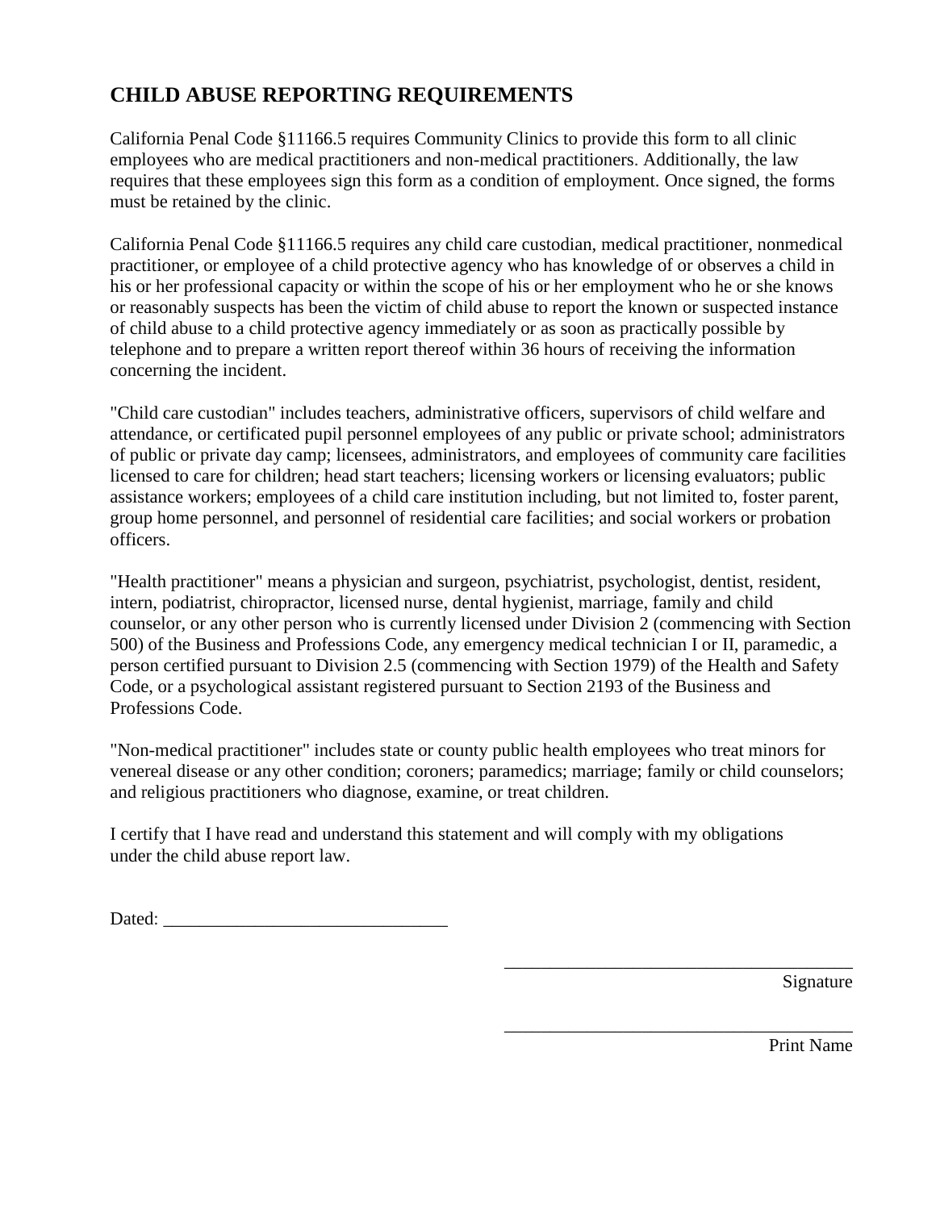## CHILD ABUSE REPORTING REQUIREMENTS

California Penal Code §11166.5 requires Community Clinics to provide this form to all clinic employees who are medical practitioners and non-medical practitioners. Additionally, the law requires that these employees sign this form as a condition of employment. Once signed, the forms must be retained by the clinic.

California Penal Code §11166.5 requires any child care custodian, medical practitioner, nonmedical practitioner, or employee of a child protective agency who has knowledge of or observes a child in his or her professional capacity or within the scope of his or her employment who he or she knows or reasonably suspects has been the victim of child abuse to report the known or suspected instance of child abuse to a child protective agency immediately or as soon as practically possible by telephone and to prepare a written report thereof within 36 hours of receiving the information concerning the incident.

"Child care custodian" includes teachers, administrative officers, supervisors of child welfare and attendance, or certificated pupil personnel employees of any public or private school; administrators of public or private day camp; licensees, administrators, and employees of community care facilities licensed to care for children; head start teachers; licensing workers or licensing evaluators; public assistance workers; employees of a child care institution including, but not limited to, foster parent, group home personnel, and personnel of residential care facilities; and social workers or probation officers.

"Health practitioner" means a physician and surgeon, psychiatrist, psychologist, dentist, resident, intern, podiatrist, chiropractor, licensed nurse, dental hygienist, marriage, family and child counselor, or any other person who is currently licensed under Division 2 (commencing with Section 500) of the Business and Professions Code, any emergency medical technician I or II, paramedic, a person certified pursuant to Division 2.5 (commencing with Section 1979) of the Health and Safety Code, or a psychological assistant registered pursuant to Section 2193 of the Business and Professions Code.

"Non-medical practitioner" includes state or county public health employees who treat minors for venereal disease or any other condition; coroners; paramedics; marriage; family or child counselors; and religious practitioners who diagnose, examine, or treat children.

I certify that I have read and understand this statement and will comply with my obligations under the child abuse report law.

Dated: _______________________________

_______________________________________
Signature

_______________________________________
Print Name